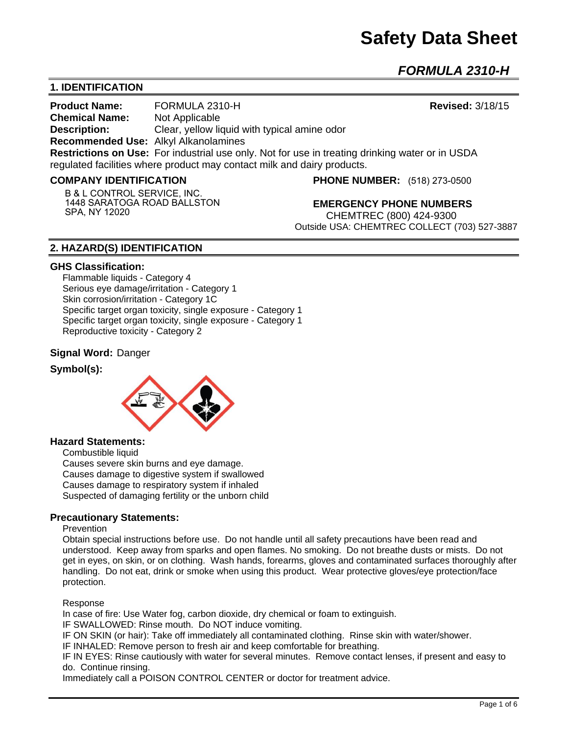# Safety Data Sheet

## *FORMULA 2310-H*

## 1. IDENTIFICATION

**Product Name:** FORMULA 2310-H **Revised:** 3/18/15
**Chemical Name:** Not Applicable
**Description:** Clear, yellow liquid with typical amine odor
**Recommended Use:** Alkyl Alkanolamines
**Restrictions on Use:** For industrial use only. Not for use in treating drinking water or in USDA regulated facilities where product may contact milk and dairy products.

**COMPANY IDENTIFICATION**

B & L CONTROL SERVICE, INC.
1448 SARATOGA ROAD BALLSTON SPA, NY 12020

**PHONE NUMBER:** (518) 273-0500

**EMERGENCY PHONE NUMBERS**
CHEMTREC (800) 424-9300
Outside USA: CHEMTREC COLLECT (703) 527-3887

## 2. HAZARD(S) IDENTIFICATION

### GHS Classification:

Flammable liquids - Category 4
Serious eye damage/irritation - Category 1
Skin corrosion/irritation - Category 1C
Specific target organ toxicity, single exposure - Category 1
Specific target organ toxicity, single exposure - Category 1
Reproductive toxicity - Category 2

**Signal Word:** Danger

**Symbol(s):**

### Hazard Statements:

Combustible liquid
Causes severe skin burns and eye damage.
Causes damage to digestive system if swallowed
Causes damage to respiratory system if inhaled
Suspected of damaging fertility or the unborn child

### Precautionary Statements:

Prevention

Obtain special instructions before use. Do not handle until all safety precautions have been read and understood. Keep away from sparks and open flames. No smoking. Do not breathe dusts or mists. Do not get in eyes, on skin, or on clothing. Wash hands, forearms, gloves and contaminated surfaces thoroughly after handling. Do not eat, drink or smoke when using this product. Wear protective gloves/eye protection/face protection.

Response

In case of fire: Use Water fog, carbon dioxide, dry chemical or foam to extinguish.
IF SWALLOWED: Rinse mouth. Do NOT induce vomiting.
IF ON SKIN (or hair): Take off immediately all contaminated clothing. Rinse skin with water/shower.
IF INHALED: Remove person to fresh air and keep comfortable for breathing.
IF IN EYES: Rinse cautiously with water for several minutes. Remove contact lenses, if present and easy to do. Continue rinsing.
Immediately call a POISON CONTROL CENTER or doctor for treatment advice.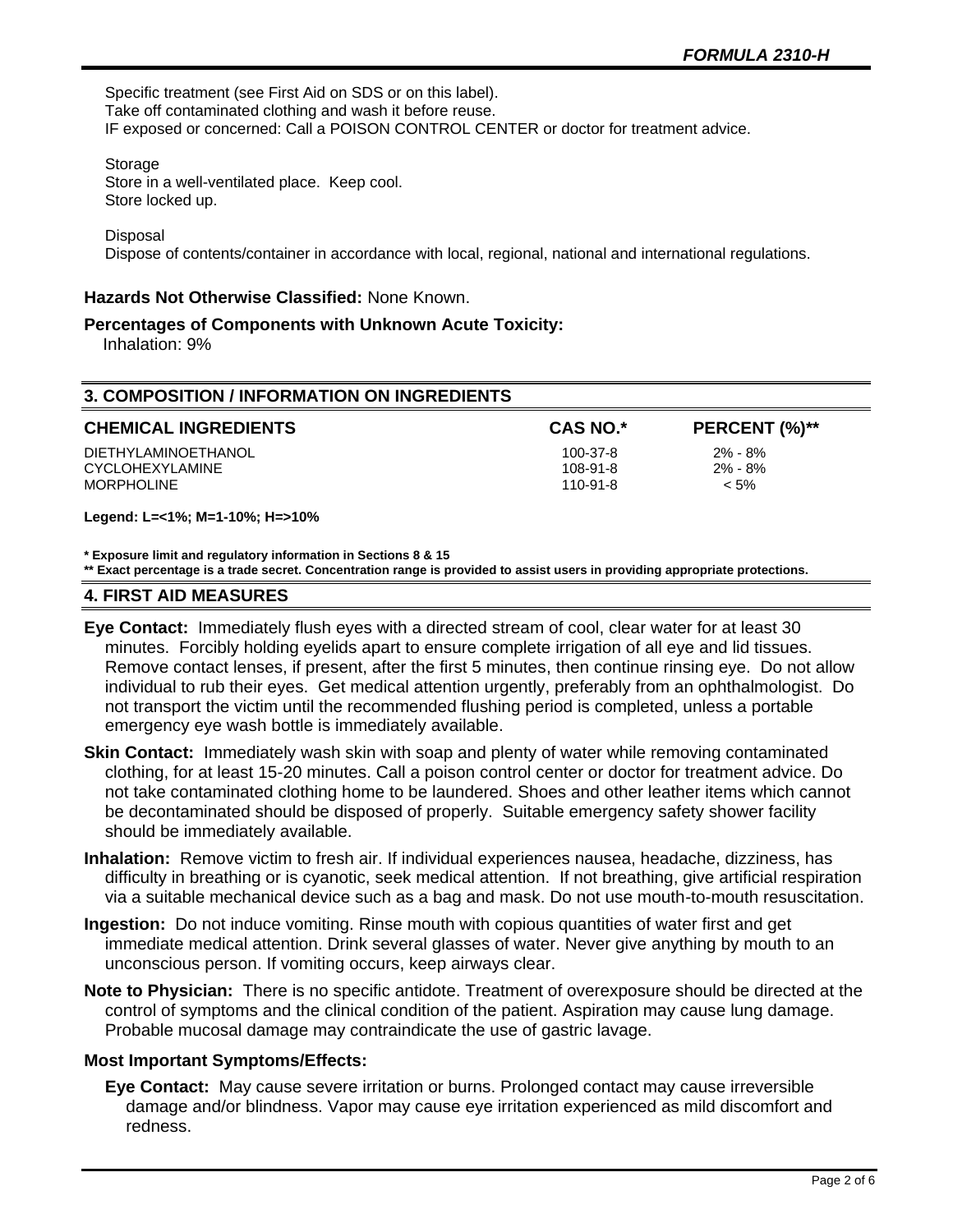Specific treatment (see First Aid on SDS or on this label).
Take off contaminated clothing and wash it before reuse.
IF exposed or concerned: Call a POISON CONTROL CENTER or doctor for treatment advice.

Storage
Store in a well-ventilated place. Keep cool.
Store locked up.

Disposal
Dispose of contents/container in accordance with local, regional, national and international regulations.

**Hazards Not Otherwise Classified:** None Known.

**Percentages of Components with Unknown Acute Toxicity:**
Inhalation: 9%

## 3. COMPOSITION / INFORMATION ON INGREDIENTS

| CHEMICAL INGREDIENTS | CAS NO.* | PERCENT (%)** |
|---|---|---|
| DIETHYLAMINOETHANOL | 100-37-8 | 2% - 8% |
| CYCLOHEXYLAMINE | 108-91-8 | 2% - 8% |
| MORPHOLINE | 110-91-8 | < 5% |

**Legend: L=<1%; M=1-10%; H=>10%**

**\* Exposure limit and regulatory information in Sections 8 & 15**
**\*\* Exact percentage is a trade secret. Concentration range is provided to assist users in providing appropriate protections.**

## 4. FIRST AID MEASURES

**Eye Contact:** Immediately flush eyes with a directed stream of cool, clear water for at least 30 minutes. Forcibly holding eyelids apart to ensure complete irrigation of all eye and lid tissues. Remove contact lenses, if present, after the first 5 minutes, then continue rinsing eye. Do not allow individual to rub their eyes. Get medical attention urgently, preferably from an ophthalmologist. Do not transport the victim until the recommended flushing period is completed, unless a portable emergency eye wash bottle is immediately available.

**Skin Contact:** Immediately wash skin with soap and plenty of water while removing contaminated clothing, for at least 15-20 minutes. Call a poison control center or doctor for treatment advice. Do not take contaminated clothing home to be laundered. Shoes and other leather items which cannot be decontaminated should be disposed of properly. Suitable emergency safety shower facility should be immediately available.

**Inhalation:** Remove victim to fresh air. If individual experiences nausea, headache, dizziness, has difficulty in breathing or is cyanotic, seek medical attention. If not breathing, give artificial respiration via a suitable mechanical device such as a bag and mask. Do not use mouth-to-mouth resuscitation.

**Ingestion:** Do not induce vomiting. Rinse mouth with copious quantities of water first and get immediate medical attention. Drink several glasses of water. Never give anything by mouth to an unconscious person. If vomiting occurs, keep airways clear.

**Note to Physician:** There is no specific antidote. Treatment of overexposure should be directed at the control of symptoms and the clinical condition of the patient. Aspiration may cause lung damage. Probable mucosal damage may contraindicate the use of gastric lavage.

**Most Important Symptoms/Effects:**

**Eye Contact:** May cause severe irritation or burns. Prolonged contact may cause irreversible damage and/or blindness. Vapor may cause eye irritation experienced as mild discomfort and redness.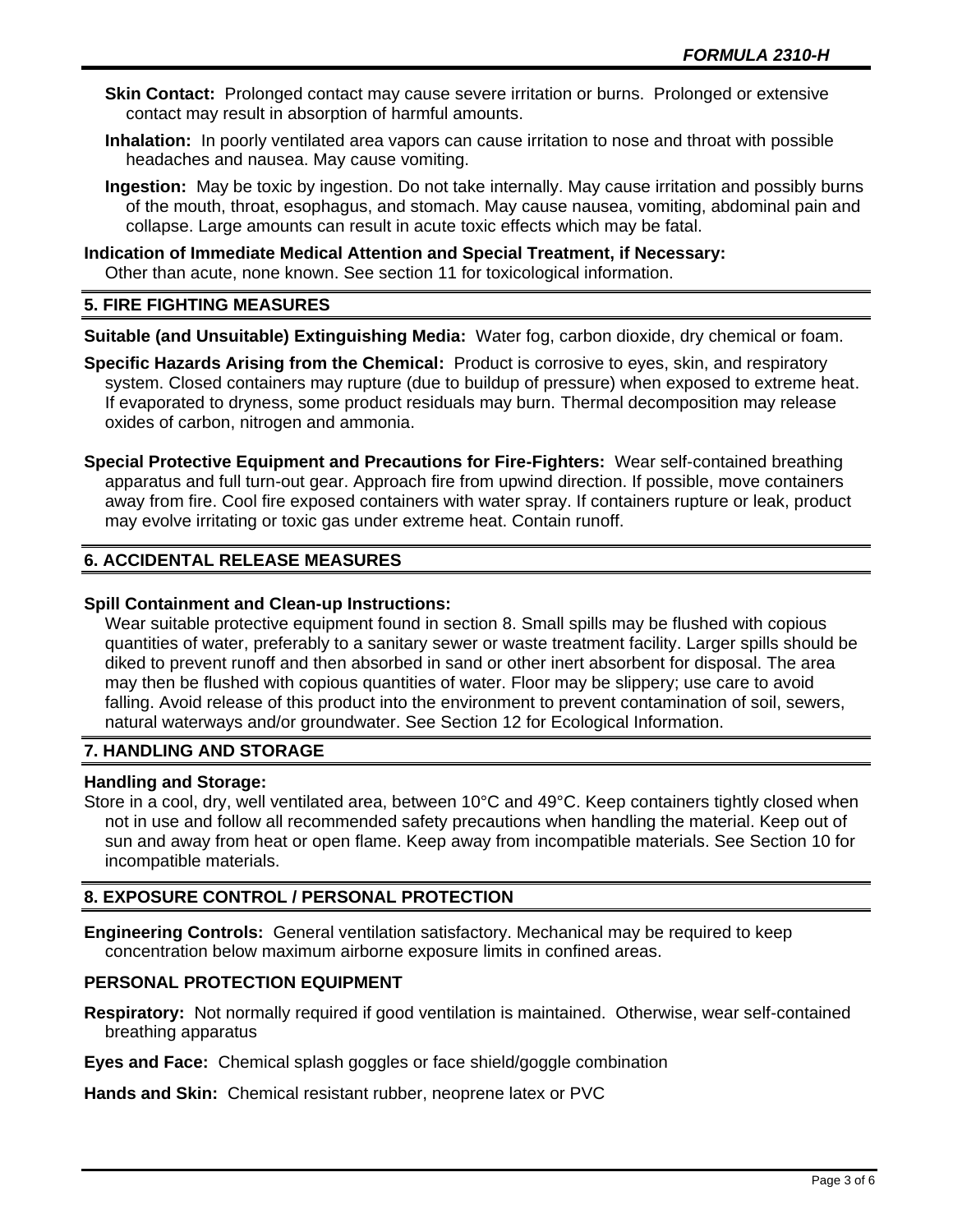**Skin Contact:** Prolonged contact may cause severe irritation or burns. Prolonged or extensive contact may result in absorption of harmful amounts.

**Inhalation:** In poorly ventilated area vapors can cause irritation to nose and throat with possible headaches and nausea. May cause vomiting.

**Ingestion:** May be toxic by ingestion. Do not take internally. May cause irritation and possibly burns of the mouth, throat, esophagus, and stomach. May cause nausea, vomiting, abdominal pain and collapse. Large amounts can result in acute toxic effects which may be fatal.

**Indication of Immediate Medical Attention and Special Treatment, if Necessary:**
Other than acute, none known. See section 11 for toxicological information.

## 5. FIRE FIGHTING MEASURES

**Suitable (and Unsuitable) Extinguishing Media:** Water fog, carbon dioxide, dry chemical or foam.

**Specific Hazards Arising from the Chemical:** Product is corrosive to eyes, skin, and respiratory system. Closed containers may rupture (due to buildup of pressure) when exposed to extreme heat. If evaporated to dryness, some product residuals may burn. Thermal decomposition may release oxides of carbon, nitrogen and ammonia.

**Special Protective Equipment and Precautions for Fire-Fighters:** Wear self-contained breathing apparatus and full turn-out gear. Approach fire from upwind direction. If possible, move containers away from fire. Cool fire exposed containers with water spray. If containers rupture or leak, product may evolve irritating or toxic gas under extreme heat. Contain runoff.

## 6. ACCIDENTAL RELEASE MEASURES

**Spill Containment and Clean-up Instructions:**
Wear suitable protective equipment found in section 8. Small spills may be flushed with copious quantities of water, preferably to a sanitary sewer or waste treatment facility. Larger spills should be diked to prevent runoff and then absorbed in sand or other inert absorbent for disposal. The area may then be flushed with copious quantities of water. Floor may be slippery; use care to avoid falling. Avoid release of this product into the environment to prevent contamination of soil, sewers, natural waterways and/or groundwater. See Section 12 for Ecological Information.

## 7. HANDLING AND STORAGE

**Handling and Storage:**
Store in a cool, dry, well ventilated area, between 10°C and 49°C. Keep containers tightly closed when not in use and follow all recommended safety precautions when handling the material. Keep out of sun and away from heat or open flame. Keep away from incompatible materials. See Section 10 for incompatible materials.

## 8. EXPOSURE CONTROL / PERSONAL PROTECTION

**Engineering Controls:** General ventilation satisfactory. Mechanical may be required to keep concentration below maximum airborne exposure limits in confined areas.

**PERSONAL PROTECTION EQUIPMENT**

**Respiratory:** Not normally required if good ventilation is maintained. Otherwise, wear self-contained breathing apparatus

**Eyes and Face:** Chemical splash goggles or face shield/goggle combination

**Hands and Skin:** Chemical resistant rubber, neoprene latex or PVC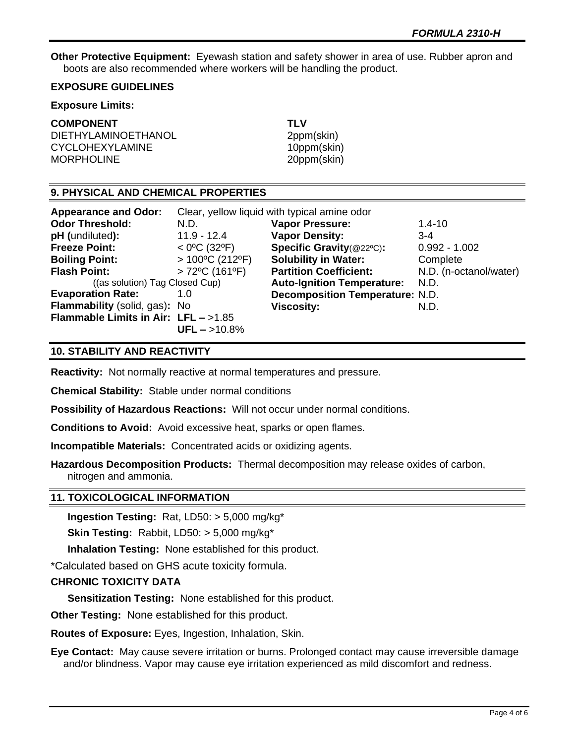**Other Protective Equipment:** Eyewash station and safety shower in area of use. Rubber apron and boots are also recommended where workers will be handling the product.

**EXPOSURE GUIDELINES**

**Exposure Limits:**

| COMPONENT | TLV |
|---|---|
| DIETHYLAMINOETHANOL | 2ppm(skin) |
| CYCLOHEXYLAMINE | 10ppm(skin) |
| MORPHOLINE | 20ppm(skin) |

## 9. PHYSICAL AND CHEMICAL PROPERTIES

**Appearance and Odor:** Clear, yellow liquid with typical amine odor

| | | | |
|---|---|---|---|
| **Odor Threshold:** | N.D. | **Vapor Pressure:** | 1.4-10 |
| **pH** (undiluted)**:** | 11.9 - 12.4 | **Vapor Density:** | 3-4 |
| **Freeze Point:** | < 0ºC (32ºF) | **Specific Gravity**(@22ºC)**:** | 0.992 - 1.002 |
| **Boiling Point:** | > 100ºC (212ºF) | **Solubility in Water:** | Complete |
| **Flash Point:** ((as solution) Tag Closed Cup) | > 72ºC (161ºF) | **Partition Coefficient:** | N.D. (n-octanol/water) |
| | | **Auto-Ignition Temperature:** | N.D. |
| **Evaporation Rate:** | 1.0 | **Decomposition Temperature:** | N.D. |
| **Flammability** (solid, gas)**:** | No | **Viscosity:** | N.D. |
| **Flammable Limits in Air:** | **LFL –** >1.85 **UFL –** >10.8% | | |

## 10. STABILITY AND REACTIVITY

**Reactivity:** Not normally reactive at normal temperatures and pressure.

**Chemical Stability:** Stable under normal conditions

**Possibility of Hazardous Reactions:** Will not occur under normal conditions.

**Conditions to Avoid:** Avoid excessive heat, sparks or open flames.

**Incompatible Materials:** Concentrated acids or oxidizing agents.

**Hazardous Decomposition Products:** Thermal decomposition may release oxides of carbon, nitrogen and ammonia.

## 11. TOXICOLOGICAL INFORMATION

**Ingestion Testing:** Rat, LD50: > 5,000 mg/kg*

**Skin Testing:** Rabbit, LD50: > 5,000 mg/kg*

**Inhalation Testing:** None established for this product.

*Calculated based on GHS acute toxicity formula.

**CHRONIC TOXICITY DATA**

**Sensitization Testing:** None established for this product.

**Other Testing:** None established for this product.

**Routes of Exposure:** Eyes, Ingestion, Inhalation, Skin.

**Eye Contact:** May cause severe irritation or burns. Prolonged contact may cause irreversible damage and/or blindness. Vapor may cause eye irritation experienced as mild discomfort and redness.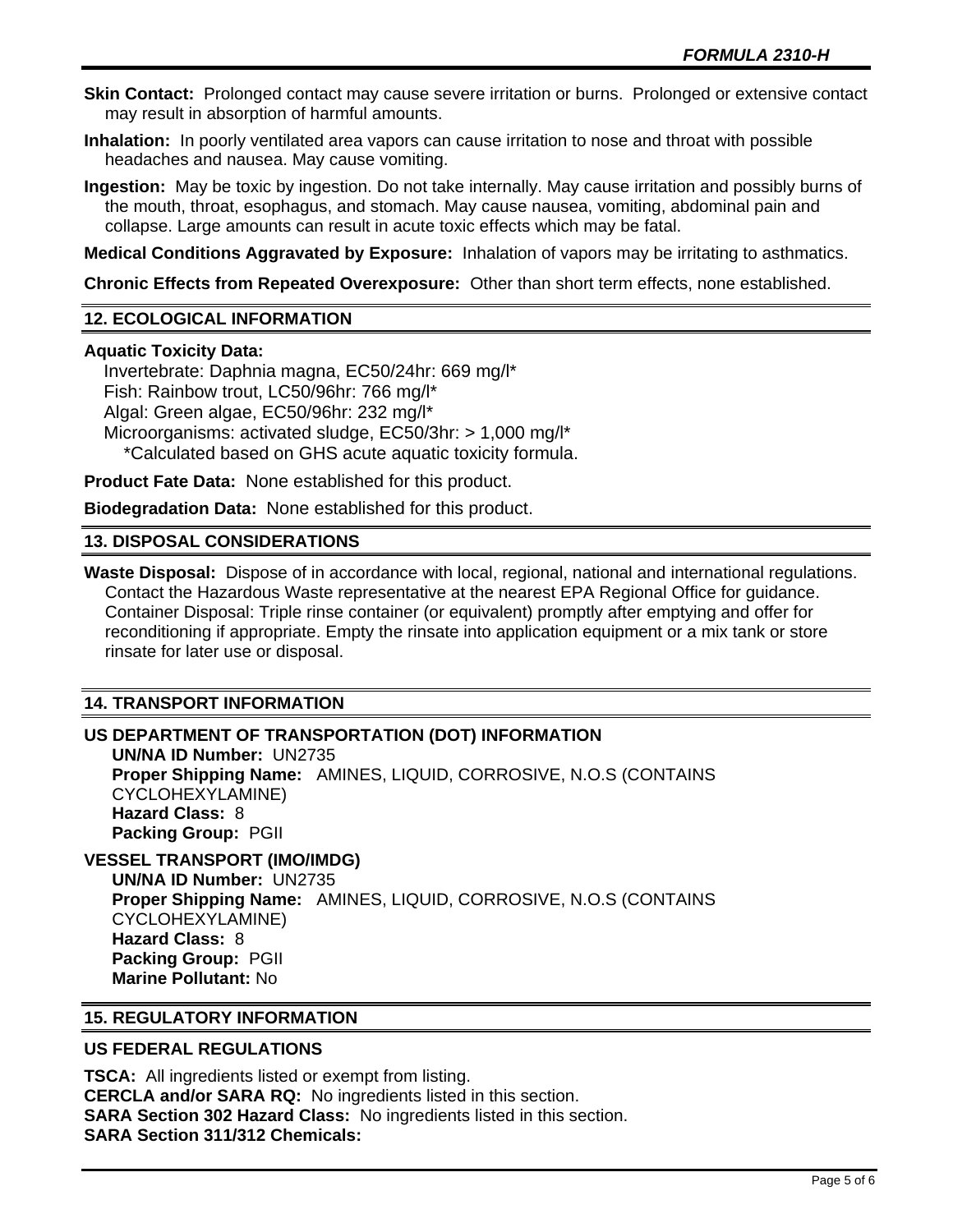**Skin Contact:** Prolonged contact may cause severe irritation or burns. Prolonged or extensive contact may result in absorption of harmful amounts.

**Inhalation:** In poorly ventilated area vapors can cause irritation to nose and throat with possible headaches and nausea. May cause vomiting.

**Ingestion:** May be toxic by ingestion. Do not take internally. May cause irritation and possibly burns of the mouth, throat, esophagus, and stomach. May cause nausea, vomiting, abdominal pain and collapse. Large amounts can result in acute toxic effects which may be fatal.

**Medical Conditions Aggravated by Exposure:** Inhalation of vapors may be irritating to asthmatics.

**Chronic Effects from Repeated Overexposure:** Other than short term effects, none established.

## 12. ECOLOGICAL INFORMATION

**Aquatic Toxicity Data:**

Invertebrate: Daphnia magna, EC50/24hr: 669 mg/l*
Fish: Rainbow trout, LC50/96hr: 766 mg/l*
Algal: Green algae, EC50/96hr: 232 mg/l*
Microorganisms: activated sludge, EC50/3hr: > 1,000 mg/l*
*Calculated based on GHS acute aquatic toxicity formula.

**Product Fate Data:** None established for this product.

**Biodegradation Data:** None established for this product.

## 13. DISPOSAL CONSIDERATIONS

**Waste Disposal:** Dispose of in accordance with local, regional, national and international regulations. Contact the Hazardous Waste representative at the nearest EPA Regional Office for guidance. Container Disposal: Triple rinse container (or equivalent) promptly after emptying and offer for reconditioning if appropriate. Empty the rinsate into application equipment or a mix tank or store rinsate for later use or disposal.

## 14. TRANSPORT INFORMATION

### US DEPARTMENT OF TRANSPORTATION (DOT) INFORMATION

**UN/NA ID Number:** UN2735
**Proper Shipping Name:** AMINES, LIQUID, CORROSIVE, N.O.S (CONTAINS CYCLOHEXYLAMINE)
**Hazard Class:** 8
**Packing Group:** PGII

### VESSEL TRANSPORT (IMO/IMDG)

**UN/NA ID Number:** UN2735
**Proper Shipping Name:** AMINES, LIQUID, CORROSIVE, N.O.S (CONTAINS CYCLOHEXYLAMINE)
**Hazard Class:** 8
**Packing Group:** PGII
**Marine Pollutant:** No

## 15. REGULATORY INFORMATION

### US FEDERAL REGULATIONS

**TSCA:** All ingredients listed or exempt from listing.
**CERCLA and/or SARA RQ:** No ingredients listed in this section.
**SARA Section 302 Hazard Class:** No ingredients listed in this section.
**SARA Section 311/312 Chemicals:**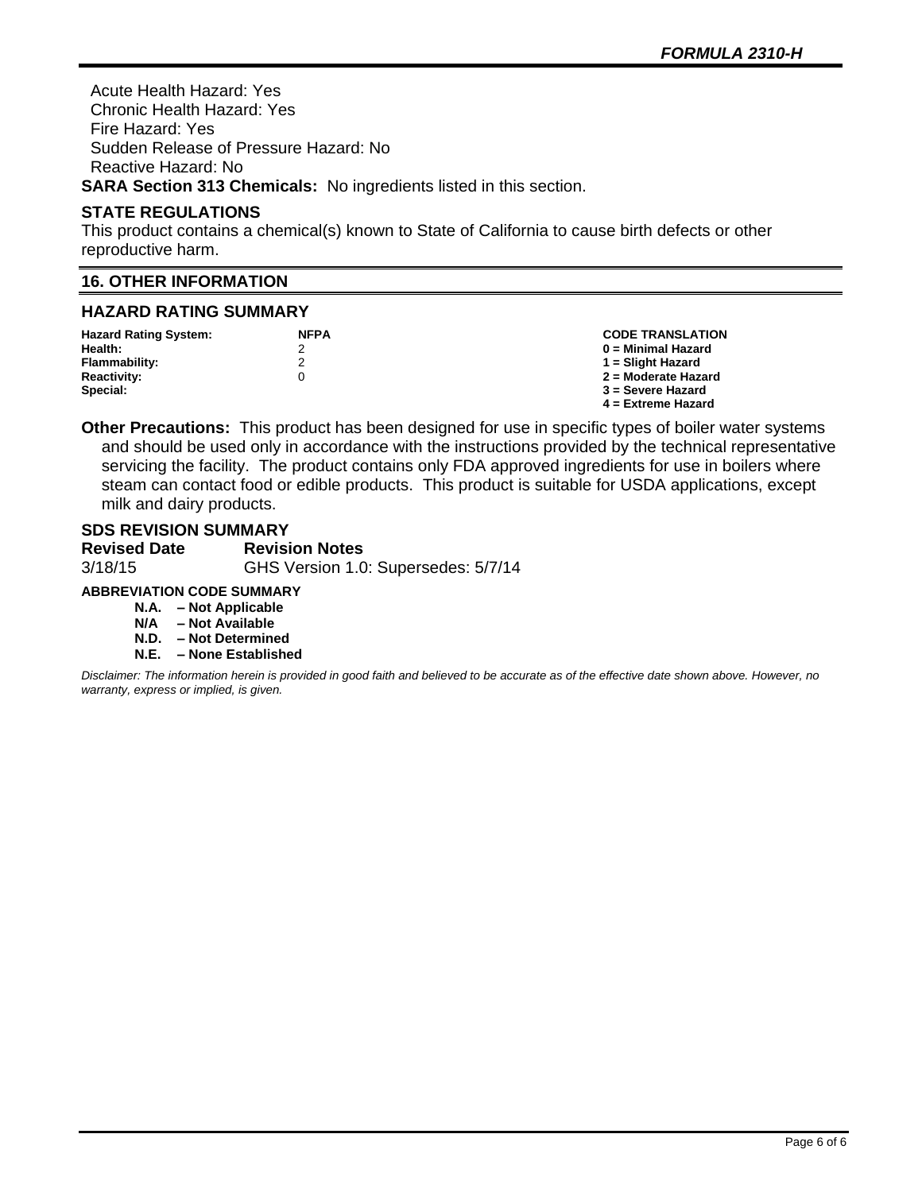Acute Health Hazard: Yes
Chronic Health Hazard: Yes
Fire Hazard: Yes
Sudden Release of Pressure Hazard: No
Reactive Hazard: No

**SARA Section 313 Chemicals:** No ingredients listed in this section.

## STATE REGULATIONS

This product contains a chemical(s) known to State of California to cause birth defects or other reproductive harm.

## 16. OTHER INFORMATION

## HAZARD RATING SUMMARY

| Hazard Rating System: | NFPA | CODE TRANSLATION |
|---|---|---|
| Health: | 2 | 0 = Minimal Hazard |
| Flammability: | 2 | 1 = Slight Hazard |
| Reactivity: | 0 | 2 = Moderate Hazard |
| Special: | | 3 = Severe Hazard |
| | | 4 = Extreme Hazard |

**Other Precautions:** This product has been designed for use in specific types of boiler water systems and should be used only in accordance with the instructions provided by the technical representative servicing the facility. The product contains only FDA approved ingredients for use in boilers where steam can contact food or edible products. This product is suitable for USDA applications, except milk and dairy products.

## SDS REVISION SUMMARY

| Revised Date | Revision Notes |
|---|---|
| 3/18/15 | GHS Version 1.0: Supersedes: 5/7/14 |

**ABBREVIATION CODE SUMMARY**

- **N.A. – Not Applicable**
- **N/A – Not Available**
- **N.D. – Not Determined**
- **N.E. – None Established**

*Disclaimer: The information herein is provided in good faith and believed to be accurate as of the effective date shown above. However, no warranty, express or implied, is given.*